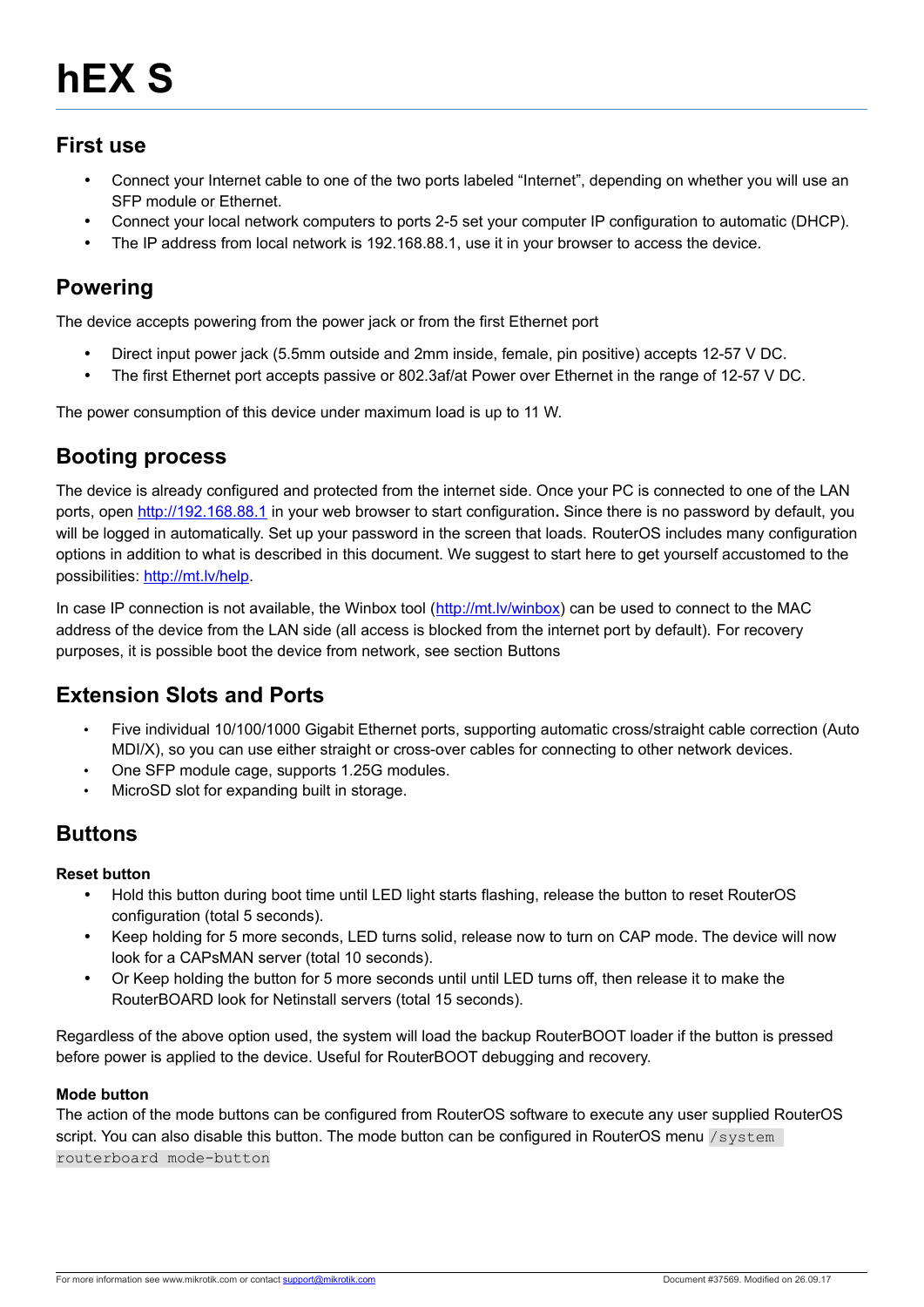# hEX S

## First use

- Connect your Internet cable to one of the two ports labeled “Internet”, depending on whether you will use an SFP module or Ethernet.
- Connect your local network computers to ports 2-5 set your computer IP configuration to automatic (DHCP).
- The IP address from local network is 192.168.88.1, use it in your browser to access the device.

## Powering

The device accepts powering from the power jack or from the first Ethernet port

- Direct input power jack (5.5mm outside and 2mm inside, female, pin positive) accepts 12-57 V DC.
- The first Ethernet port accepts passive or 802.3af/at Power over Ethernet in the range of 12-57 V DC.

The power consumption of this device under maximum load is up to 11 W.

## Booting process

The device is already configured and protected from the internet side. Once your PC is connected to one of the LAN ports, open [http://192.168.88.1](http://192.168.88.1) in your web browser to start configuration**.** Since there is no password by default, you will be logged in automatically. Set up your password in the screen that loads. RouterOS includes many configuration options in addition to what is described in this document. We suggest to start here to get yourself accustomed to the possibilities: [http://mt.lv/help](http://mt.lv/help).

In case IP connection is not available, the Winbox tool ([http://mt.lv/winbox](http://mt.lv/winbox)) can be used to connect to the MAC address of the device from the LAN side (all access is blocked from the internet port by default). For recovery purposes, it is possible boot the device from network, see section Buttons

## Extension Slots and Ports

- Five individual 10/100/1000 Gigabit Ethernet ports, supporting automatic cross/straight cable correction (Auto MDI/X), so you can use either straight or cross-over cables for connecting to other network devices.
- One SFP module cage, supports 1.25G modules.
- MicroSD slot for expanding built in storage.

## Buttons

**Reset button**

- Hold this button during boot time until LED light starts flashing, release the button to reset RouterOS configuration (total 5 seconds).
- Keep holding for 5 more seconds, LED turns solid, release now to turn on CAP mode. The device will now look for a CAPsMAN server (total 10 seconds).
- Or Keep holding the button for 5 more seconds until until LED turns off, then release it to make the RouterBOARD look for Netinstall servers (total 15 seconds).

Regardless of the above option used, the system will load the backup RouterBOOT loader if the button is pressed before power is applied to the device. Useful for RouterBOOT debugging and recovery.

**Mode button**

The action of the mode buttons can be configured from RouterOS software to execute any user supplied RouterOS script. You can also disable this button. The mode button can be configured in RouterOS menu `/system routerboard mode-button`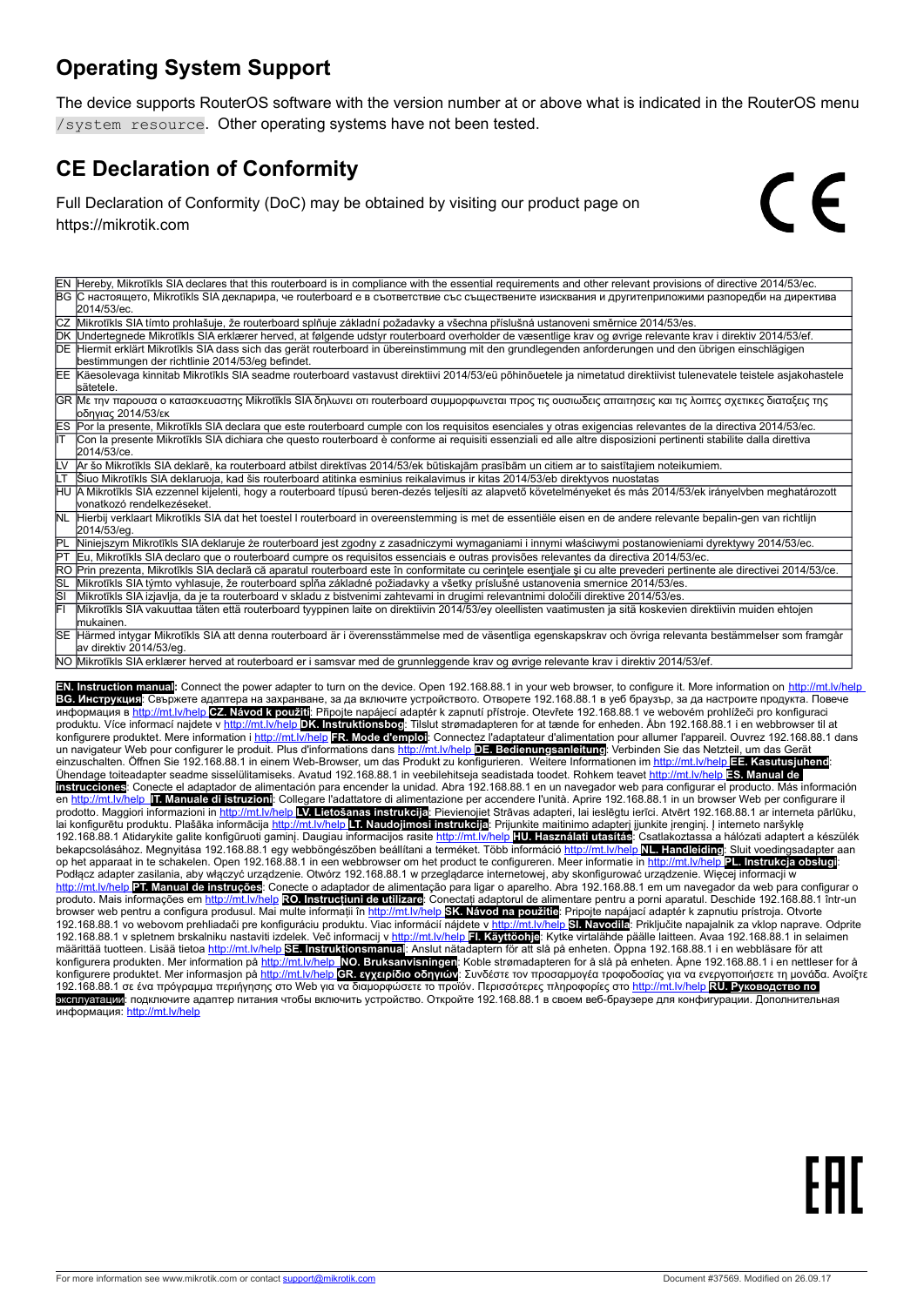## Operating System Support

The device supports RouterOS software with the version number at or above what is indicated in the RouterOS menu `/system resource`. Other operating systems have not been tested.

## CE Declaration of Conformity

Full Declaration of Conformity (DoC) may be obtained by visiting our product page on https://mikrotik.com

| | |
|---|---|
| EN | Hereby, Mikrotīkls SIA declares that this routerboard is in compliance with the essential requirements and other relevant provisions of directive 2014/53/ec. |
| BG | С настоящето, Mikrotīkls SIA декларира, че routerboard е в съответствие със съществените изисквания и другитеприложими разпоредби на директива 2014/53/ec. |
| CZ | Mikrotīkls SIA tímto prohlašuje, že routerboard splňuje základní požadavky a všechna příslušná ustanovení směrnice 2014/53/es. |
| DK | Undertegnede Mikrotīkls SIA erklærer herved, at følgende udstyr routerboard overholder de væsentlige krav og øvrige relevante krav i direktiv 2014/53/ef. |
| DE | Hiermit erklärt Mikrotīkls SIA dass sich das gerät routerboard in übereinstimmung mit den grundlegenden anforderungen und den übrigen einschlägigen bestimmungen der richtlinie 2014/53/eg befindet. |
| EE | Käesolevaga kinnitab Mikrotīkls SIA seadme routerboard vastavust direktiivi 2014/53/eü põhinõuetele ja nimetatud direktiivist tulenevatele teistele asjakohastele sätetele. |
| GR | Με την παρουσα ο κατασκευαστης Mikrotīkls SIA δηλωνει οτι routerboard συμμορφωνεται προς τις ουσιωδεις απαιτησεις και τις λοιπες σχετικες διαταξεις της οδηγιας 2014/53/εκ |
| ES | Por la presente, Mikrotīkls SIA declara que este routerboard cumple con los requisitos esenciales y otras exigencias relevantes de la directiva 2014/53/ec. |
| IT | Con la presente Mikrotīkls SIA dichiara che questo routerboard è conforme ai requisiti essenziali ed alle altre disposizioni pertinenti stabilite dalla direttiva 2014/53/ce. |
| LV | Ar šo Mikrotīkls SIA deklarē, ka routerboard atbilst direktīvas 2014/53/ek būtiskajām prasībām un citiem ar to saistītajiem noteikumiem. |
| LT | Šiuo Mikrotīkls SIA deklaruoja, kad šis routerboard atitinka esminius reikalavimus ir kitas 2014/53/eb direktyvos nuostatas |
| HU | A Mikrotīkls SIA ezzennel kijelenti, hogy a routerboard típusú beren-dezés teljesíti az alapvető követelményeket és más 2014/53/ek irányelvben meghatározott vonatkozó rendelkezéseket. |
| NL | Hierbij verklaart Mikrotīkls SIA dat het toestel l routerboard in overeenstemming is met de essentiële eisen en de andere relevante bepalin-gen van richtlijn 2014/53/eg. |
| PL | Niniejszym Mikrotīkls SIA deklaruje że routerboard jest zgodny z zasadniczymi wymaganiami i innymi właściwymi postanowieniami dyrektywy 2014/53/ec. |
| PT | Eu, Mikrotīkls SIA declaro que o routerboard cumpre os requisitos essenciais e outras provisões relevantes da directiva 2014/53/ec. |
| RO | Prin prezenta, Mikrotīkls SIA declară că aparatul routerboard este în conformitate cu cerinţele esenţiale şi cu alte prevederi pertinente ale directivei 2014/53/ce. |
| SL | Mikrotīkls SIA týmto vyhlasuje, že routerboard spĺňa základné požiadavky a všetky príslušné ustanovenia smernice 2014/53/es. |
| SI | Mikrotīkls SIA izjavlja, da je ta routerboard v skladu z bistvenimi zahtevami in drugimi relevantnimi določili direktive 2014/53/es. |
| FI | Mikrotīkls SIA vakuuttaa täten että routerboard tyyppinen laite on direktiivin 2014/53/ey oleellisten vaatimusten ja sitä koskevien direktiivin muiden ehtojen mukainen. |
| SE | Härmed intygar Mikrotīkls SIA att denna routerboard är i överensstämmelse med de väsentliga egenskapskrav och övriga relevanta bestämmelser som framgår av direktiv 2014/53/eg. |
| NO | Mikrotīkls SIA erklærer herved at routerboard er i samsvar med de grunnleggende krav og øvrige relevante krav i direktiv 2014/53/ef. |

**EN. Instruction manual:** Connect the power adapter to turn on the device. Open 192.168.88.1 in your web browser, to configure it. More information on http://mt.lv/help **BG. Инструкция**: Свържете адаптера на захранване, за да включите устройството. Отворете 192.168.88.1 в уеб браузър, за да настроите продукта. Повече информация в http://mt.lv/help **CZ. Návod k použití**: Připojte napájecí adaptér k zapnutí přístroje. Otevřete 192.168.88.1 ve webovém prohlížeči pro konfiguraci produktu. Více informací najdete v http://mt.lv/help **DK. Instruktionsbog**: Tilslut strømadapteren for at tænde for enheden. Åbn 192.168.88.1 i en webbrowser til at konfigurere produktet. Mere information i http://mt.lv/help **FR. Mode d'emploi**: Connectez l'adaptateur d'alimentation pour allumer l'appareil. Ouvrez 192.168.88.1 dans un navigateur Web pour configurer le produit. Plus d'informations dans http://mt.lv/help **DE. Bedienungsanleitung**: Verbinden Sie das Netzteil, um das Gerät einzuschalten. Öffnen Sie 192.168.88.1 in einem Web-Browser, um das Produkt zu konfigurieren. Weitere Informationen im http://mt.lv/help **EE. Kasutusjuhend**: Ühendage toiteadapter seadme sisselülitamiseks. Avatud 192.168.88.1 in veebilehitseja seadistada toodet. Rohkem teavet http://mt.lv/help **ES. Manual de instrucciones**: Conecte el adaptador de alimentación para encender la unidad. Abra 192.168.88.1 en un navegador web para configurar el producto. Más información en http://mt.lv/help **IT. Manuale di istruzioni**: Collegare l'adattatore di alimentazione per accendere l'unità. Aprire 192.168.88.1 in un browser Web per configurare il prodotto. Maggiori informazioni in http://mt.lv/help **LV. Lietošanas instrukcija**: Pievienojiet Strāvas adapteri, lai ieslēgtu ierīci. Atvērt 192.168.88.1 ar interneta pārlūku, lai konfigurētu produktu. Plašāka informācija http://mt.lv/help **LT. Naudojimosi instrukcija**: Prijunkite maitinimo adapterį įjunkite įrenginį. Į interneto naršyklę 192.168.88.1 Atidarykite galite konfigūruoti gaminį. Daugiau informacijos rasite http://mt.lv/help **HU. Használati utasítás**: Csatlakoztassa a hálózati adaptert a készülék bekapcsolásához. Megnyitása 192.168.88.1 egy webböngészőben beállítani a terméket. Több információ http://mt.lv/help **NL. Handleiding**: Sluit voedingsadapter aan op het apparaat in te schakelen. Open 192.168.88.1 in een webbrowser om het product te configureren. Meer informatie in http://mt.lv/help **PL. Instrukcja obsługi**: Podłącz adapter zasilania, aby włączyć urządzenie. Otwórz 192.168.88.1 w przeglądarce internetowej, aby skonfigurować urządzenie. Więcej informacji w http://mt.lv/help **PT. Manual de instruções**: Conecte o adaptador de alimentação para ligar o aparelho. Abra 192.168.88.1 em um navegador da web para configurar o produto. Mais informações em http://mt.lv/help **RO. Instrucțiuni de utilizare**: Conectați adaptorul de alimentare pentru a porni aparatul. Deschide 192.168.88.1 într-un browser web pentru a configura produsul. Mai multe informații în http://mt.lv/help **SK. Návod na použitie**: Pripojte napájací adaptér k zapnutiu prístroja. Otvorte 192.168.88.1 vo webovom prehliadači pre konfiguráciu produktu. Viac informácií nájdete v http://mt.lv/help **SI. Navodila**: Priključite napajalnik za vklop naprave. Odprite 192.168.88.1 v spletnem brskalniku nastaviti izdelek. Več informacij v http://mt.lv/help **FI. Käyttöohje**: Kytke virtalähde päälle laitteen. Avaa 192.168.88.1 in selaimen määrittää tuotteen. Lisää tietoa http://mt.lv/help **SE. Instruktionsmanual**: Anslut nätadaptern för att slå på enheten. Öppna 192.168.88.1 i en webbläsare för att konfigurera produkten. Mer information på http://mt.lv/help **NO. Bruksanvisningen**: Koble strømadapteren for å slå på enheten. Åpne 192.168.88.1 i en nettleser for å konfigurere produktet. Mer informasjon på http://mt.lv/help **GR. εγχειρίδιο οδηγιών**: Συνδέστε τον προσαρμογέα τροφοδοσίας για να ενεργοποιήσετε τη μονάδα. Ανοίξτε 192.168.88.1 σε ένα πρόγραμμα περιήγησης στο Web για να διαμορφώσετε το προϊόν. Περισσότερες πληροφορίες στο http://mt.lv/help **RU. Руководство по эксплуатации**: подключите адаптер питания чтобы включить устройство. Откройте 192.168.88.1 в своем веб-браузере для конфигурации. Дополнительная информация: http://mt.lv/help

For more information see www.mikrotik.com or contact support@mikrotik.com

Document #37569. Modified on 26.09.17